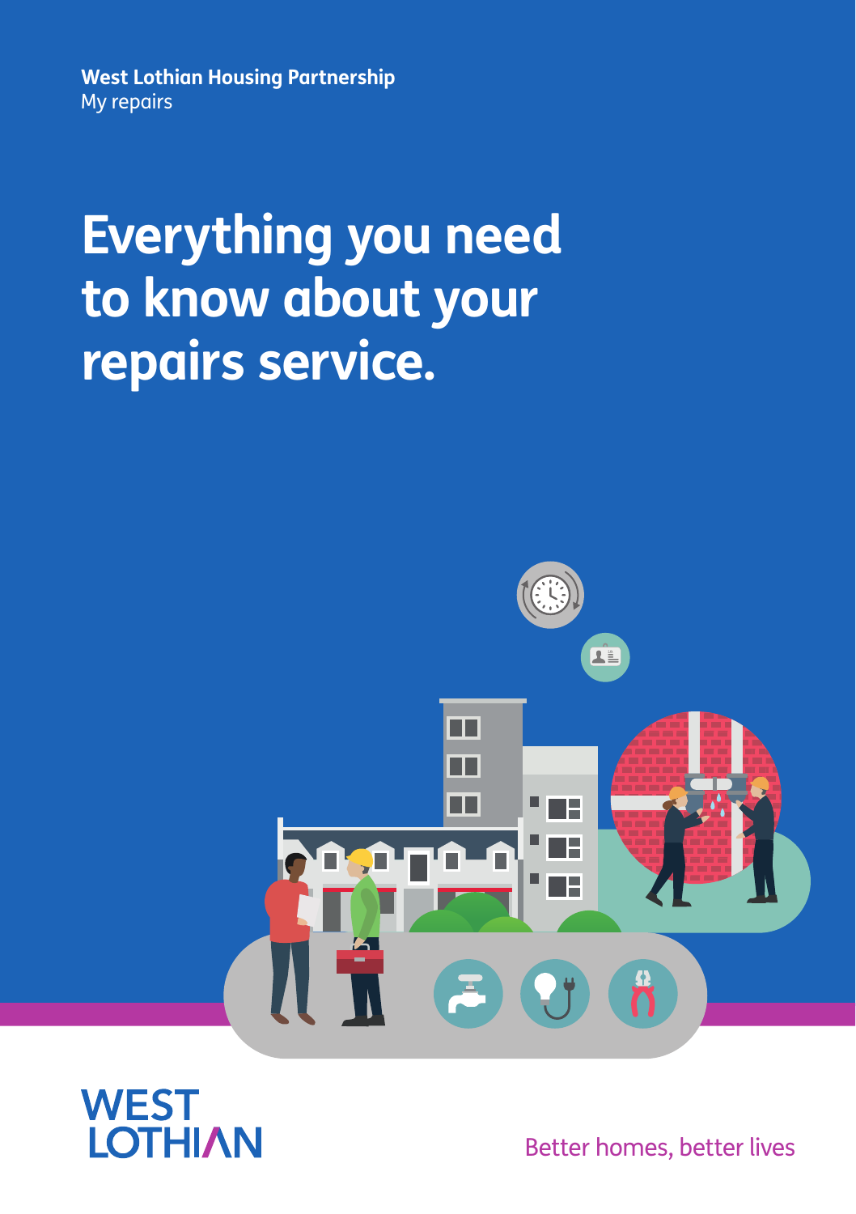**West Lothian Housing Partnership**
My repairs

# Everything you need to know about your repairs service.

WEST LOTHIAN

Better homes, better lives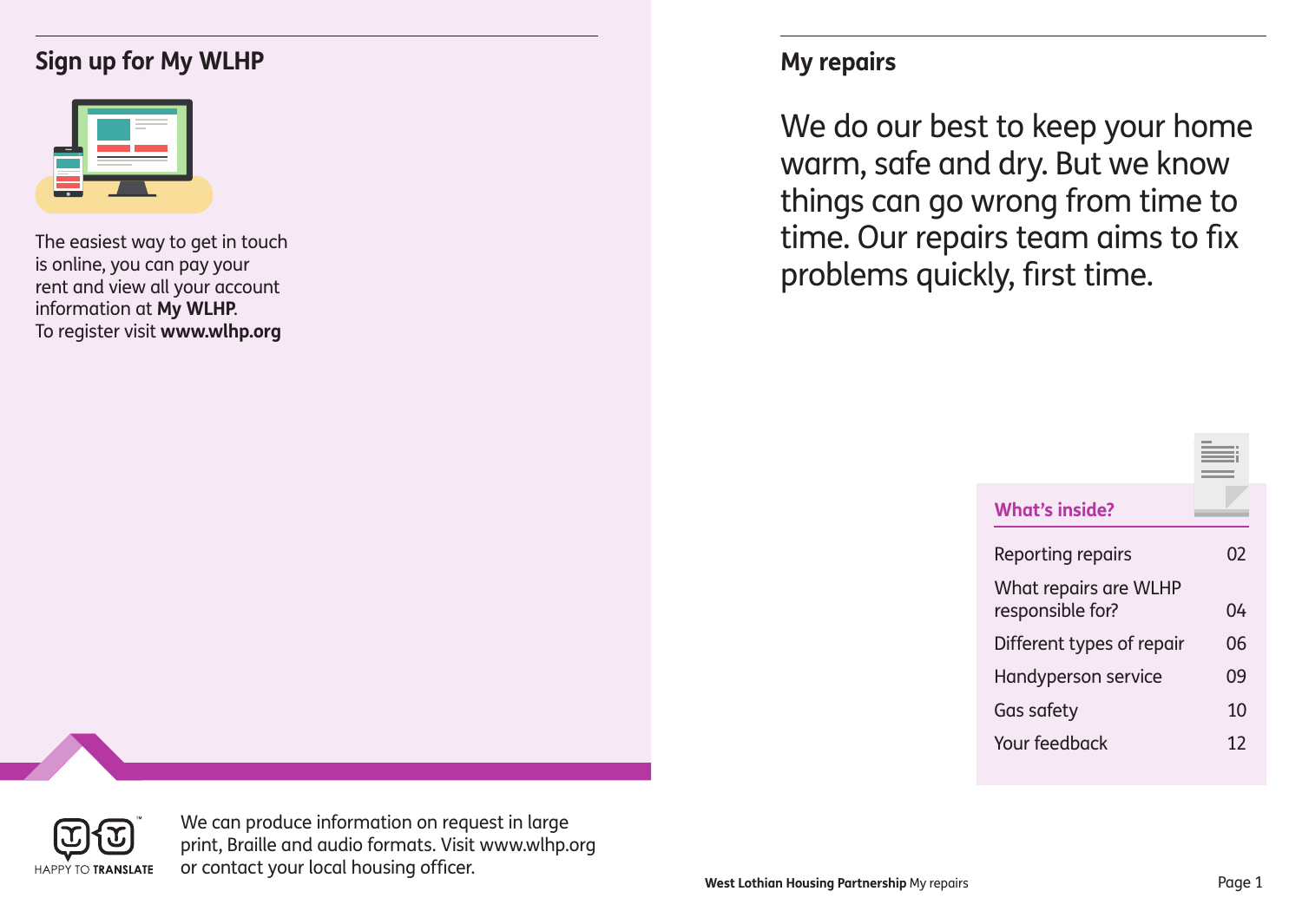## Sign up for My WLHP

The easiest way to get in touch is online, you can pay your rent and view all your account information at **My WLHP**.
To register visit **www.wlhp.org**

HAPPY TO TRANSLATE

We can produce information on request in large print, Braille and audio formats. Visit www.wlhp.org or contact your local housing officer.

## My repairs

We do our best to keep your home warm, safe and dry. But we know things can go wrong from time to time. Our repairs team aims to fix problems quickly, first time.

### What's inside?

| | |
|---|---|
| Reporting repairs | 02 |
| What repairs are WLHP responsible for? | 04 |
| Different types of repair | 06 |
| Handyperson service | 09 |
| Gas safety | 10 |
| Your feedback | 12 |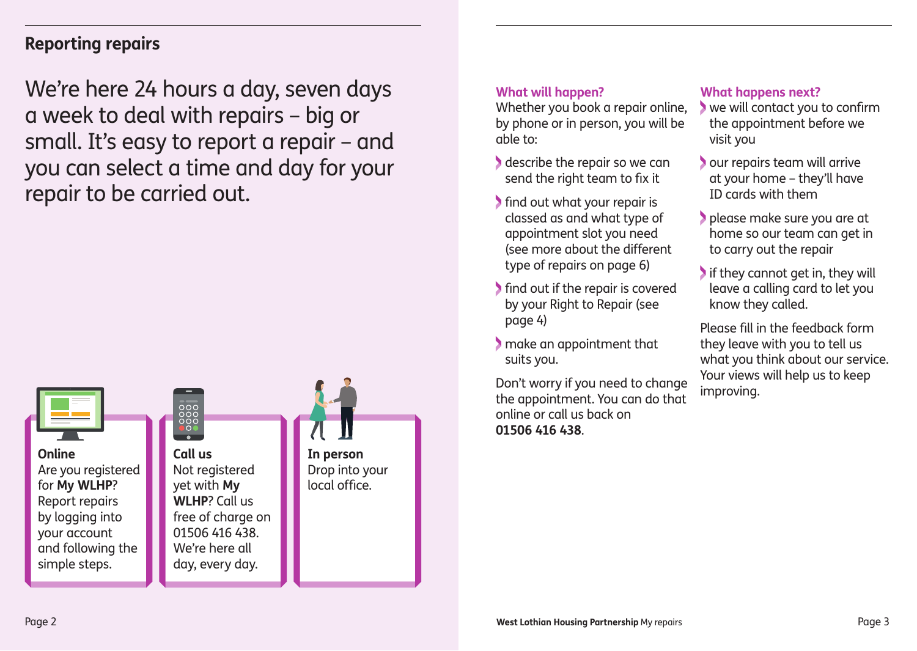## Reporting repairs

We're here 24 hours a day, seven days a week to deal with repairs – big or small. It's easy to report a repair – and you can select a time and day for your repair to be carried out.

**Online**
Are you registered for **My WLHP**? Report repairs by logging into your account and following the simple steps.

**Call us**
Not registered yet with **My WLHP**? Call us free of charge on 01506 416 438. We're here all day, every day.

**In person**
Drop into your local office.

### What will happen?

Whether you book a repair online, by phone or in person, you will be able to:

- describe the repair so we can send the right team to fix it
- find out what your repair is classed as and what type of appointment slot you need (see more about the different type of repairs on page 6)
- find out if the repair is covered by your Right to Repair (see page 4)
- make an appointment that suits you.

Don't worry if you need to change the appointment. You can do that online or call us back on **01506 416 438**.

### What happens next?

- we will contact you to confirm the appointment before we visit you
- our repairs team will arrive at your home – they'll have ID cards with them
- please make sure you are at home so our team can get in to carry out the repair
- if they cannot get in, they will leave a calling card to let you know they called.

Please fill in the feedback form they leave with you to tell us what you think about our service. Your views will help us to keep improving.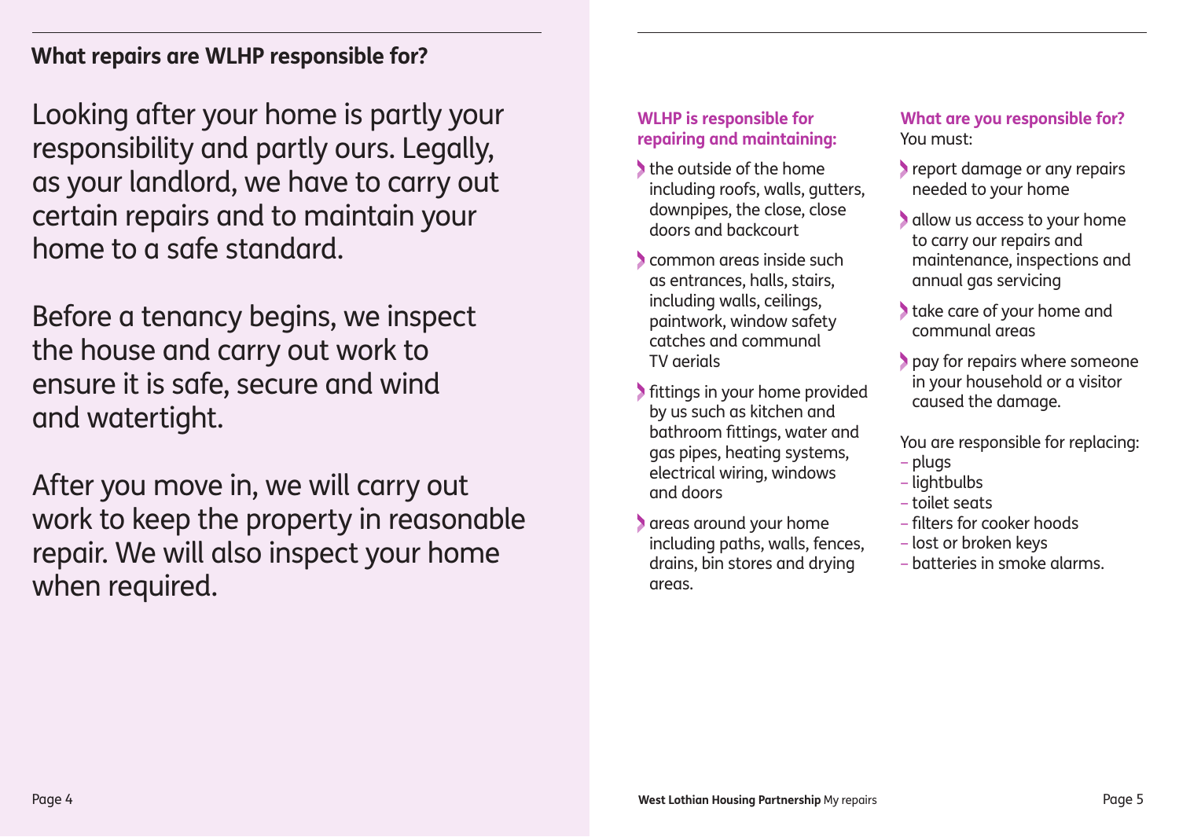## What repairs are WLHP responsible for?

Looking after your home is partly your responsibility and partly ours. Legally, as your landlord, we have to carry out certain repairs and to maintain your home to a safe standard.

Before a tenancy begins, we inspect the house and carry out work to ensure it is safe, secure and wind and watertight.

After you move in, we will carry out work to keep the property in reasonable repair. We will also inspect your home when required.

### WLHP is responsible for repairing and maintaining:

- the outside of the home including roofs, walls, gutters, downpipes, the close, close doors and backcourt
- common areas inside such as entrances, halls, stairs, including walls, ceilings, paintwork, window safety catches and communal TV aerials
- fittings in your home provided by us such as kitchen and bathroom fittings, water and gas pipes, heating systems, electrical wiring, windows and doors
- areas around your home including paths, walls, fences, drains, bin stores and drying areas.

### What are you responsible for?

You must:

- report damage or any repairs needed to your home
- allow us access to your home to carry our repairs and maintenance, inspections and annual gas servicing
- take care of your home and communal areas
- pay for repairs where someone in your household or a visitor caused the damage.

You are responsible for replacing:

- plugs
- lightbulbs
- toilet seats
- filters for cooker hoods
- lost or broken keys
- batteries in smoke alarms.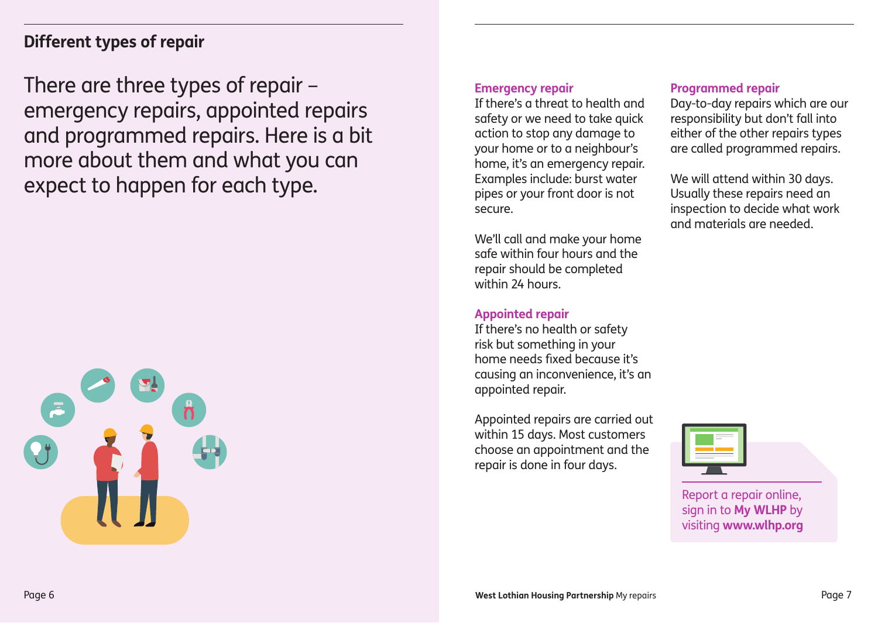## Different types of repair

There are three types of repair – emergency repairs, appointed repairs and programmed repairs. Here is a bit more about them and what you can expect to happen for each type.

### Emergency repair

If there's a threat to health and safety or we need to take quick action to stop any damage to your home or to a neighbour's home, it's an emergency repair. Examples include: burst water pipes or your front door is not secure.

We'll call and make your home safe within four hours and the repair should be completed within 24 hours.

### Appointed repair

If there's no health or safety risk but something in your home needs fixed because it's causing an inconvenience, it's an appointed repair.

Appointed repairs are carried out within 15 days. Most customers choose an appointment and the repair is done in four days.

### Programmed repair

Day-to-day repairs which are our responsibility but don't fall into either of the other repairs types are called programmed repairs.

We will attend within 30 days. Usually these repairs need an inspection to decide what work and materials are needed.

Report a repair online, sign in to **My WLHP** by visiting **www.wlhp.org**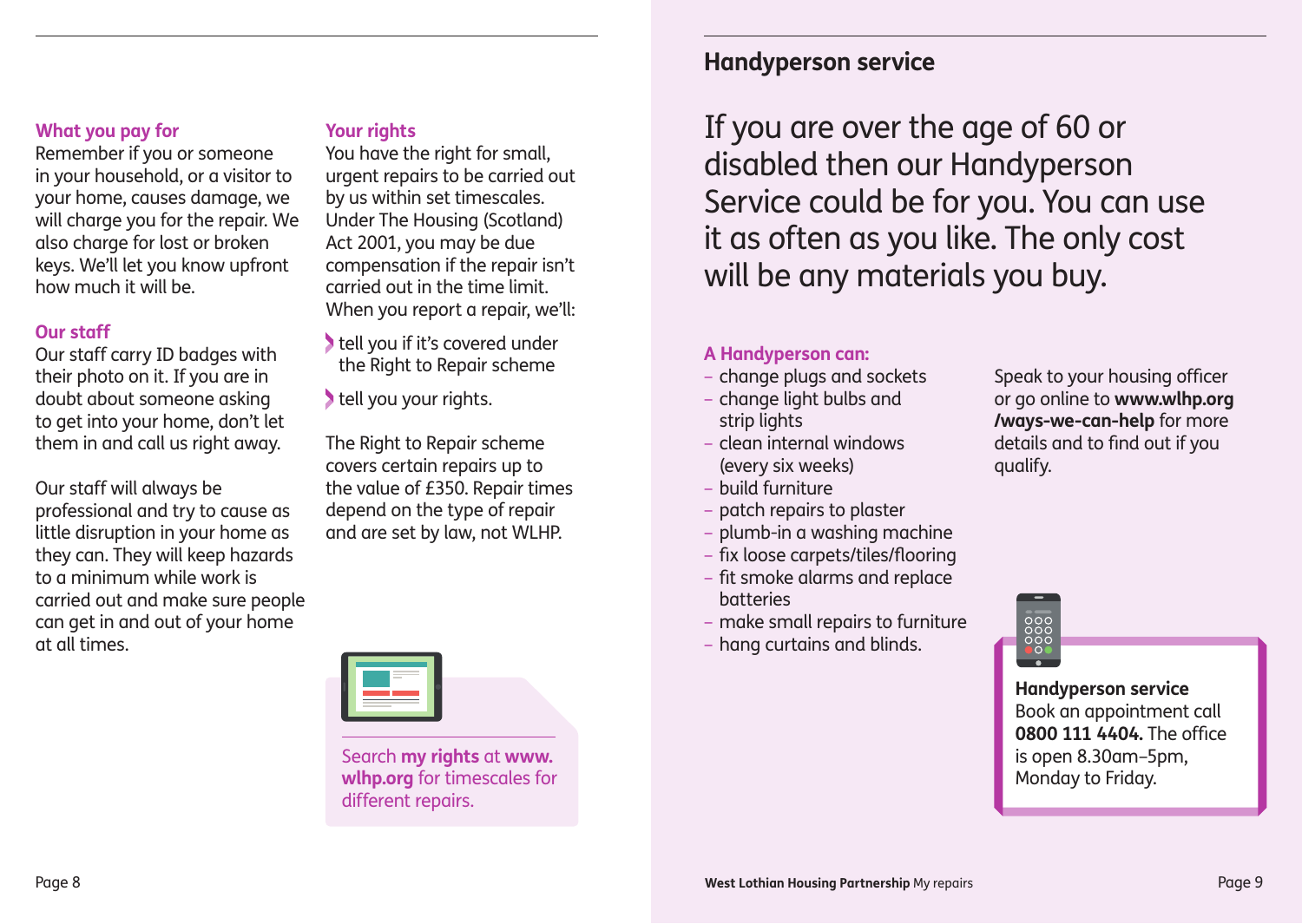### What you pay for

Remember if you or someone in your household, or a visitor to your home, causes damage, we will charge you for the repair. We also charge for lost or broken keys. We'll let you know upfront how much it will be.

### Our staff

Our staff carry ID badges with their photo on it. If you are in doubt about someone asking to get into your home, don't let them in and call us right away.

Our staff will always be professional and try to cause as little disruption in your home as they can. They will keep hazards to a minimum while work is carried out and make sure people can get in and out of your home at all times.

### Your rights

You have the right for small, urgent repairs to be carried out by us within set timescales. Under The Housing (Scotland) Act 2001, you may be due compensation if the repair isn't carried out in the time limit. When you report a repair, we'll:

- tell you if it's covered under the Right to Repair scheme
- tell you your rights.

The Right to Repair scheme covers certain repairs up to the value of £350. Repair times depend on the type of repair and are set by law, not WLHP.

Search **my rights** at **www.wlhp.org** for timescales for different repairs.

## Handyperson service

If you are over the age of 60 or disabled then our Handyperson Service could be for you. You can use it as often as you like. The only cost will be any materials you buy.

### A Handyperson can:

- change plugs and sockets
- change light bulbs and strip lights
- clean internal windows (every six weeks)
- build furniture
- patch repairs to plaster
- plumb-in a washing machine
- fix loose carpets/tiles/flooring
- fit smoke alarms and replace batteries
- make small repairs to furniture
- hang curtains and blinds.

Speak to your housing officer or go online to **www.wlhp.org/ways-we-can-help** for more details and to find out if you qualify.

**Handyperson service**
Book an appointment call **0800 111 4404.** The office is open 8.30am–5pm, Monday to Friday.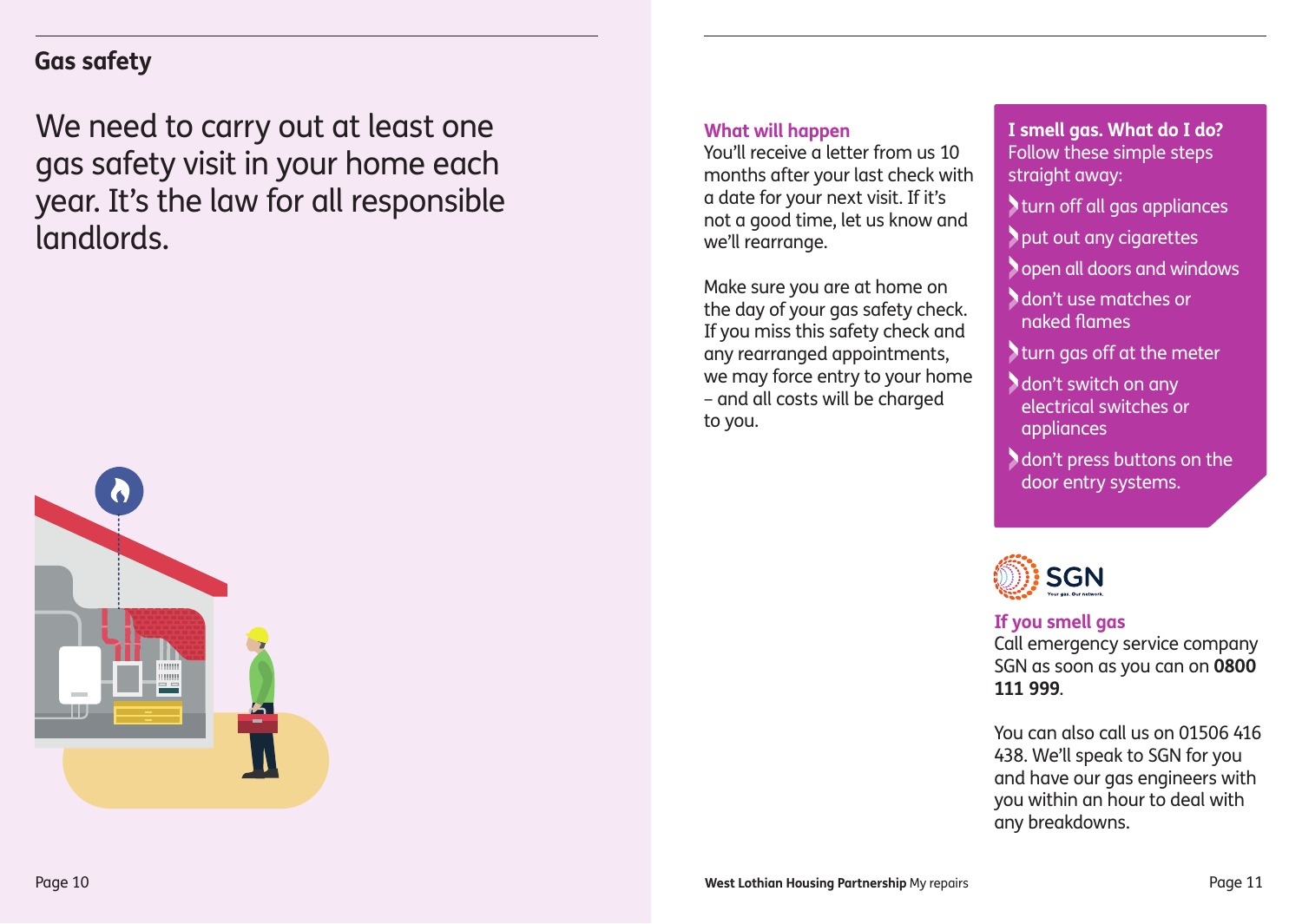## Gas safety

We need to carry out at least one gas safety visit in your home each year. It's the law for all responsible landlords.

### What will happen

You'll receive a letter from us 10 months after your last check with a date for your next visit. If it's not a good time, let us know and we'll rearrange.

Make sure you are at home on the day of your gas safety check. If you miss this safety check and any rearranged appointments, we may force entry to your home – and all costs will be charged to you.

### I smell gas. What do I do?

Follow these simple steps straight away:

- turn off all gas appliances
- put out any cigarettes
- open all doors and windows
- don't use matches or naked flames
- turn gas off at the meter
- don't switch on any electrical switches or appliances
- don't press buttons on the door entry systems.

SGN Your gas. Our network.

### If you smell gas

Call emergency service company SGN as soon as you can on **0800 111 999**.

You can also call us on 01506 416 438. We'll speak to SGN for you and have our gas engineers with you within an hour to deal with any breakdowns.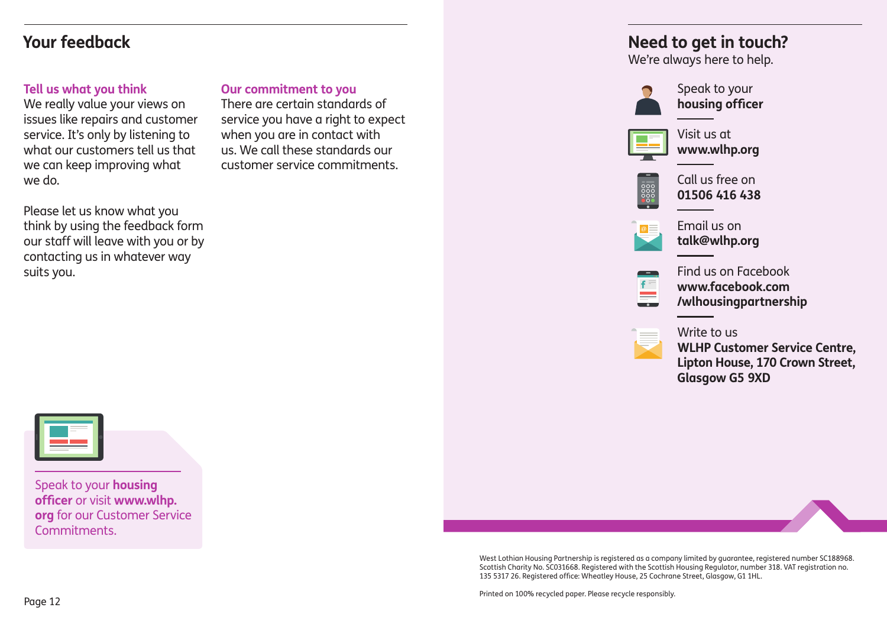## Your feedback

### Tell us what you think

We really value your views on issues like repairs and customer service. It's only by listening to what our customers tell us that we can keep improving what we do.

Please let us know what you think by using the feedback form our staff will leave with you or by contacting us in whatever way suits you.

### Our commitment to you

There are certain standards of service you have a right to expect when you are in contact with us. We call these standards our customer service commitments.

Speak to your **housing officer** or visit **www.wlhp.org** for our Customer Service Commitments.

## Need to get in touch?

We're always here to help.

Speak to your **housing officer**

Visit us at **www.wlhp.org**

Call us free on **01506 416 438**

Email us on **talk@wlhp.org**

Find us on Facebook **www.facebook.com/wlhousingpartnership**

Write to us **WLHP Customer Service Centre, Lipton House, 170 Crown Street, Glasgow G5 9XD**

West Lothian Housing Partnership is registered as a company limited by guarantee, registered number SC188968. Scottish Charity No. SC031668. Registered with the Scottish Housing Regulator, number 318. VAT registration no. 135 5317 26. Registered office: Wheatley House, 25 Cochrane Street, Glasgow, G1 1HL.

Printed on 100% recycled paper. Please recycle responsibly.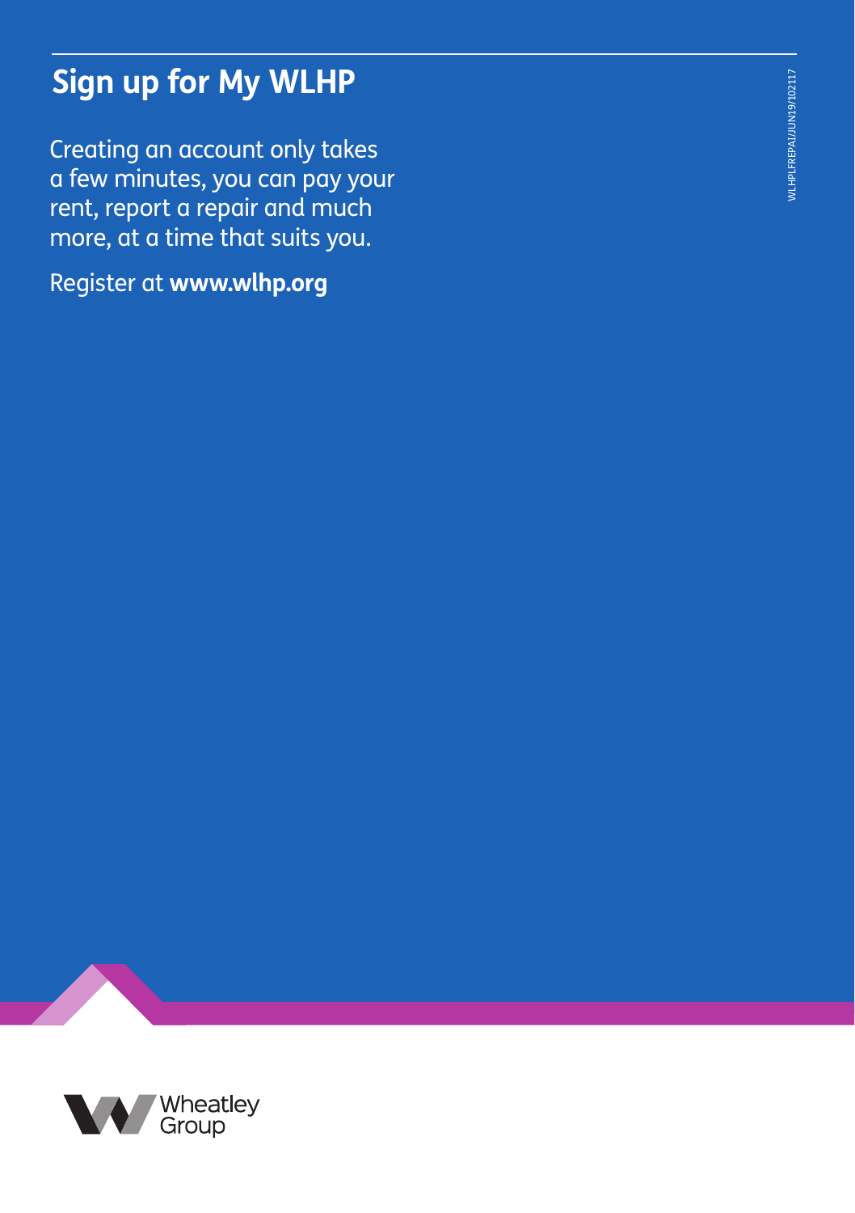## Sign up for My WLHP

Creating an account only takes a few minutes, you can pay your rent, report a repair and much more, at a time that suits you.

Register at **www.wlhp.org**

WLHPLFREPAI/JUN19/102117

Wheatley Group